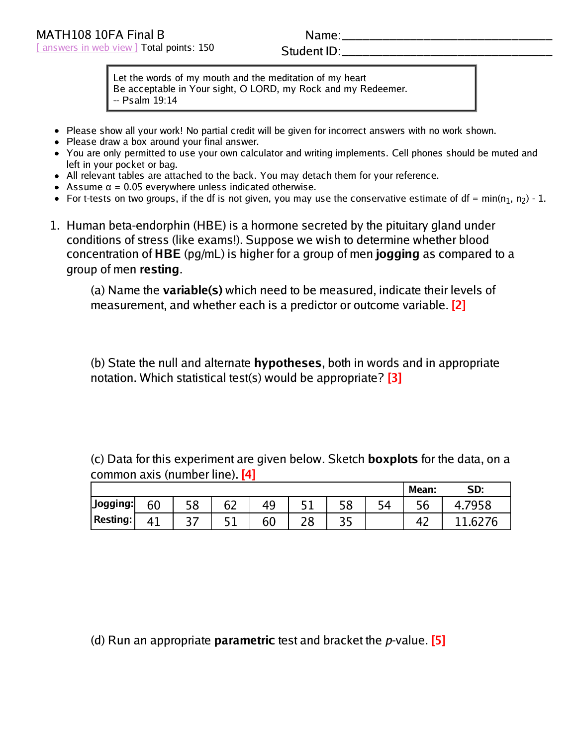MATH108 10FA Final B

[ answers in web view ] Total points: 150

Name:\_\_\_\_\_\_\_\_\_\_\_\_\_\_\_\_\_\_\_\_\_\_\_\_\_\_\_\_\_\_\_\_

Student ID:\_\_\_\_\_\_\_\_\_\_\_\_\_\_\_\_\_\_\_\_\_\_\_\_\_\_\_\_\_\_\_\_

> Let the words of my mouth and the meditation of my heart
> Be acceptable in Your sight, O LORD, my Rock and my Redeemer.
> -- Psalm 19:14

- Please show all your work! No partial credit will be given for incorrect answers with no work shown.
- Please draw a box around your final answer.
- You are only permitted to use your own calculator and writing implements. Cell phones should be muted and left in your pocket or bag.
- All relevant tables are attached to the back. You may detach them for your reference.
- Assume $\alpha = 0.05$ everywhere unless indicated otherwise.
- For t-tests on two groups, if the df is not given, you may use the conservative estimate of df = $\min(n_1, n_2) - 1$.

1. Human beta-endorphin (HBE) is a hormone secreted by the pituitary gland under conditions of stress (like exams!). Suppose we wish to determine whether blood concentration of **HBE** (pg/mL) is higher for a group of men **jogging** as compared to a group of men **resting**.

   (a) Name the **variable(s)** which need to be measured, indicate their levels of measurement, and whether each is a predictor or outcome variable. **[2]**

   (b) State the null and alternate **hypotheses**, both in words and in appropriate notation. Which statistical test(s) would be appropriate? **[3]**

   (c) Data for this experiment are given below. Sketch **boxplots** for the data, on a common axis (number line). **[4]**

| | | | | | | | | Mean: | SD: |
|---|---|---|---|---|---|---|---|---|---|
| Jogging: | 60 | 58 | 62 | 49 | 51 | 58 | 54 | 56 | 4.7958 |
| Resting: | 41 | 37 | 51 | 60 | 28 | 35 | | 42 | 11.6276 |

   (d) Run an appropriate **parametric** test and bracket the *p*-value. **[5]**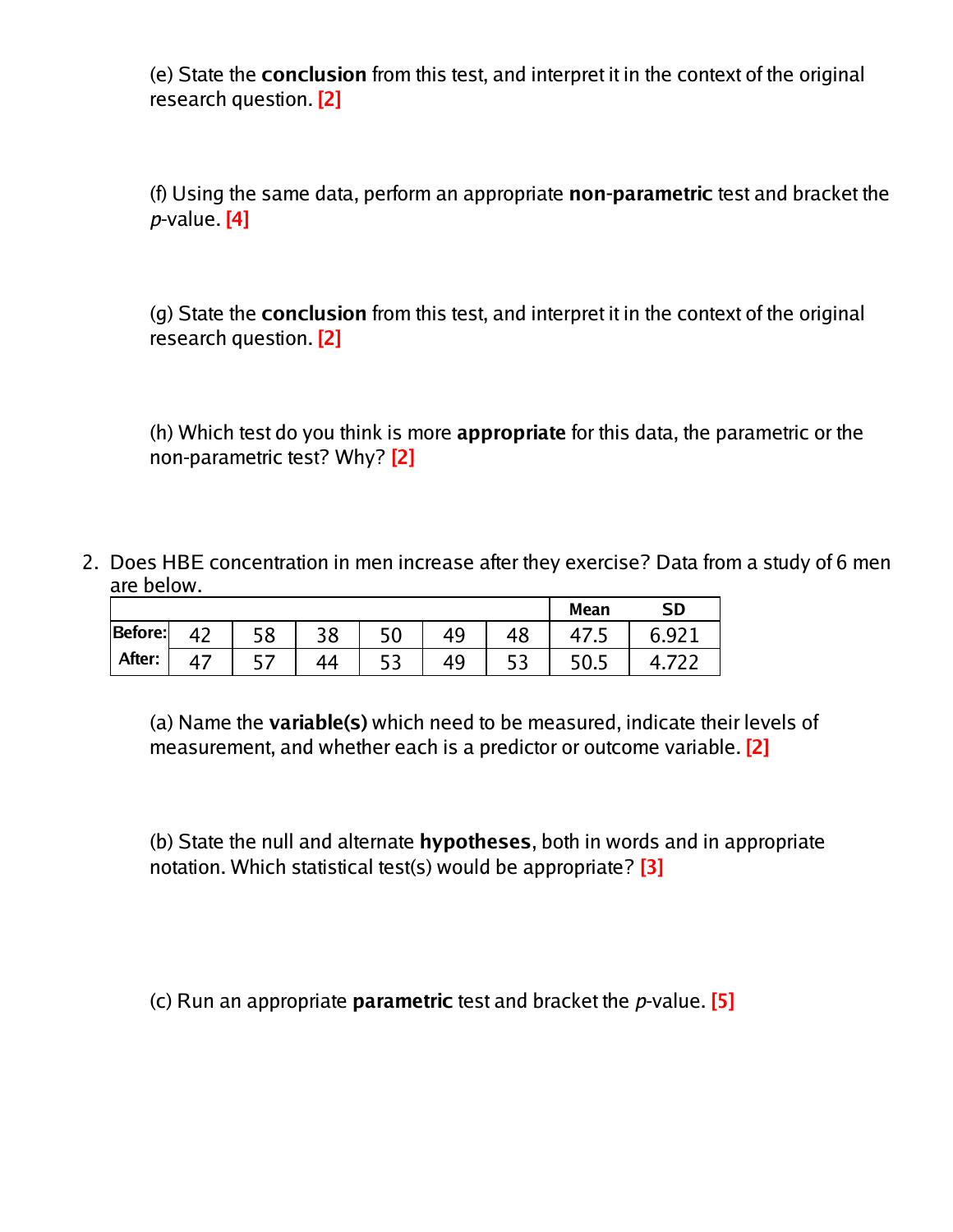(e) State the **conclusion** from this test, and interpret it in the context of the original research question. [2]

(f) Using the same data, perform an appropriate **non-parametric** test and bracket the *p*-value. [4]

(g) State the **conclusion** from this test, and interpret it in the context of the original research question. [2]

(h) Which test do you think is more **appropriate** for this data, the parametric or the non-parametric test? Why? [2]

2. Does HBE concentration in men increase after they exercise? Data from a study of 6 men are below.

| | | | | | | | **Mean** | **SD** |
|---|---|---|---|---|---|---|---|---|
| **Before:** | 42 | 58 | 38 | 50 | 49 | 48 | 47.5 | 6.921 |
| **After:** | 47 | 57 | 44 | 53 | 49 | 53 | 50.5 | 4.722 |

(a) Name the **variable(s)** which need to be measured, indicate their levels of measurement, and whether each is a predictor or outcome variable. [2]

(b) State the null and alternate **hypotheses**, both in words and in appropriate notation. Which statistical test(s) would be appropriate? [3]

(c) Run an appropriate **parametric** test and bracket the *p*-value. [5]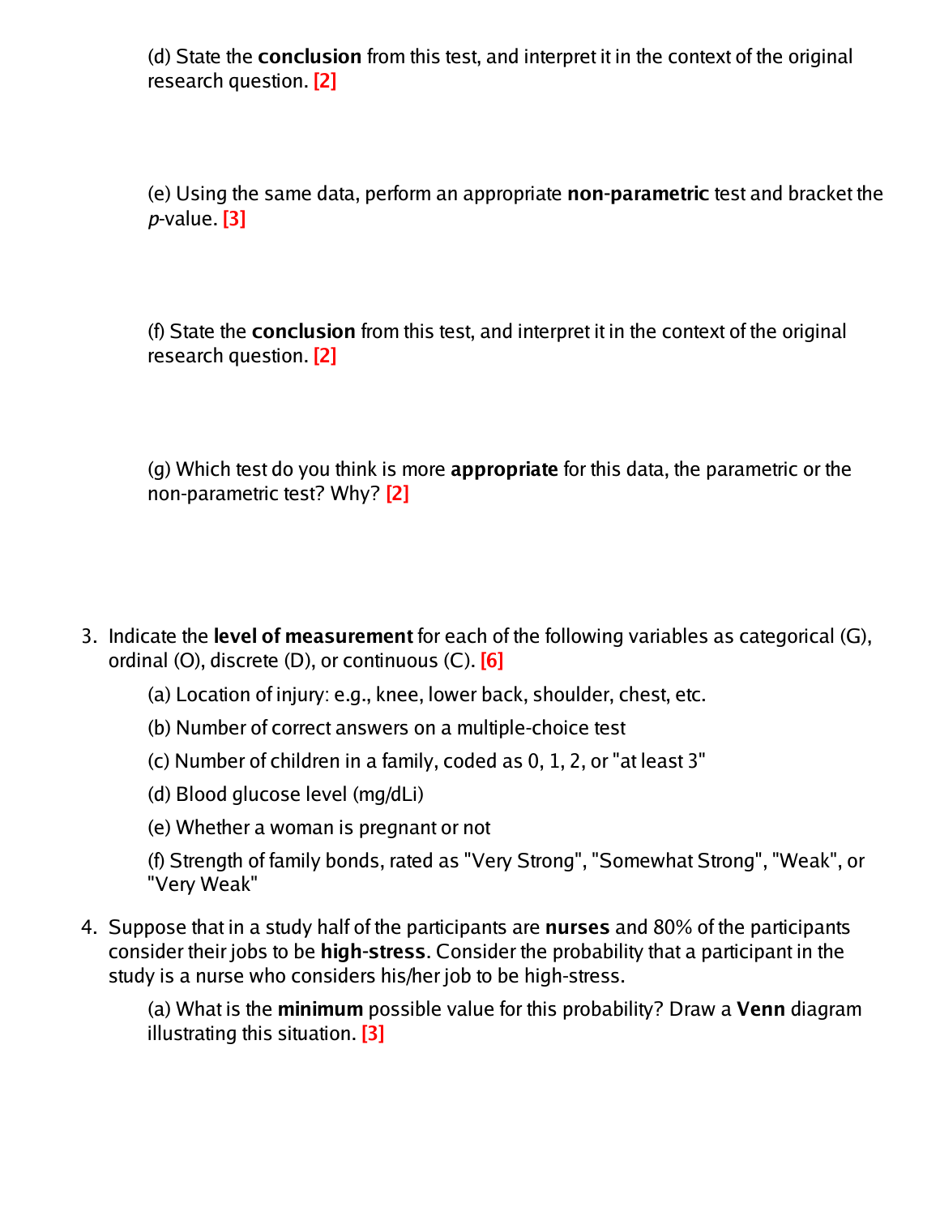(d) State the **conclusion** from this test, and interpret it in the context of the original research question. **[2]**

(e) Using the same data, perform an appropriate **non-parametric** test and bracket the *p*-value. **[3]**

(f) State the **conclusion** from this test, and interpret it in the context of the original research question. **[2]**

(g) Which test do you think is more **appropriate** for this data, the parametric or the non-parametric test? Why? **[2]**

3. Indicate the **level of measurement** for each of the following variables as categorical (G), ordinal (O), discrete (D), or continuous (C). **[6]**

   (a) Location of injury: e.g., knee, lower back, shoulder, chest, etc.

   (b) Number of correct answers on a multiple-choice test

   (c) Number of children in a family, coded as 0, 1, 2, or "at least 3"

   (d) Blood glucose level (mg/dLi)

   (e) Whether a woman is pregnant or not

   (f) Strength of family bonds, rated as "Very Strong", "Somewhat Strong", "Weak", or "Very Weak"

4. Suppose that in a study half of the participants are **nurses** and 80% of the participants consider their jobs to be **high-stress**. Consider the probability that a participant in the study is a nurse who considers his/her job to be high-stress.

   (a) What is the **minimum** possible value for this probability? Draw a **Venn** diagram illustrating this situation. **[3]**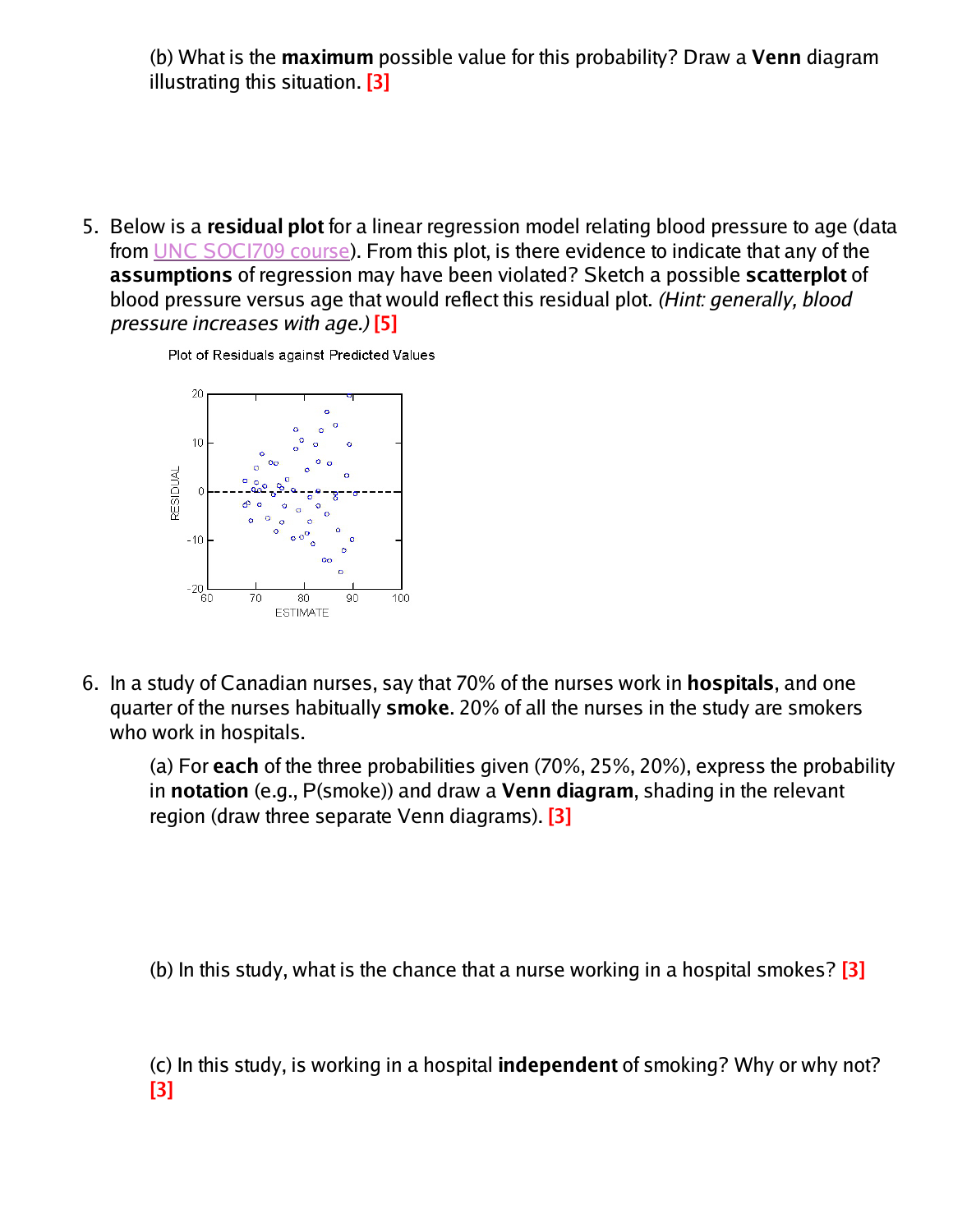(b) What is the **maximum** possible value for this probability? Draw a **Venn** diagram illustrating this situation. [3]

5. Below is a **residual plot** for a linear regression model relating blood pressure to age (data from UNC SOCI709 course). From this plot, is there evidence to indicate that any of the **assumptions** of regression may have been violated? Sketch a possible **scatterplot** of blood pressure versus age that would reflect this residual plot. *(Hint: generally, blood pressure increases with age.)* [5]

Plot of Residuals against Predicted Values

6. In a study of Canadian nurses, say that 70% of the nurses work in **hospitals**, and one quarter of the nurses habitually **smoke**. 20% of all the nurses in the study are smokers who work in hospitals.

   (a) For **each** of the three probabilities given (70%, 25%, 20%), express the probability in **notation** (e.g., P(smoke)) and draw a **Venn diagram**, shading in the relevant region (draw three separate Venn diagrams). [3]

   (b) In this study, what is the chance that a nurse working in a hospital smokes? [3]

   (c) In this study, is working in a hospital **independent** of smoking? Why or why not? [3]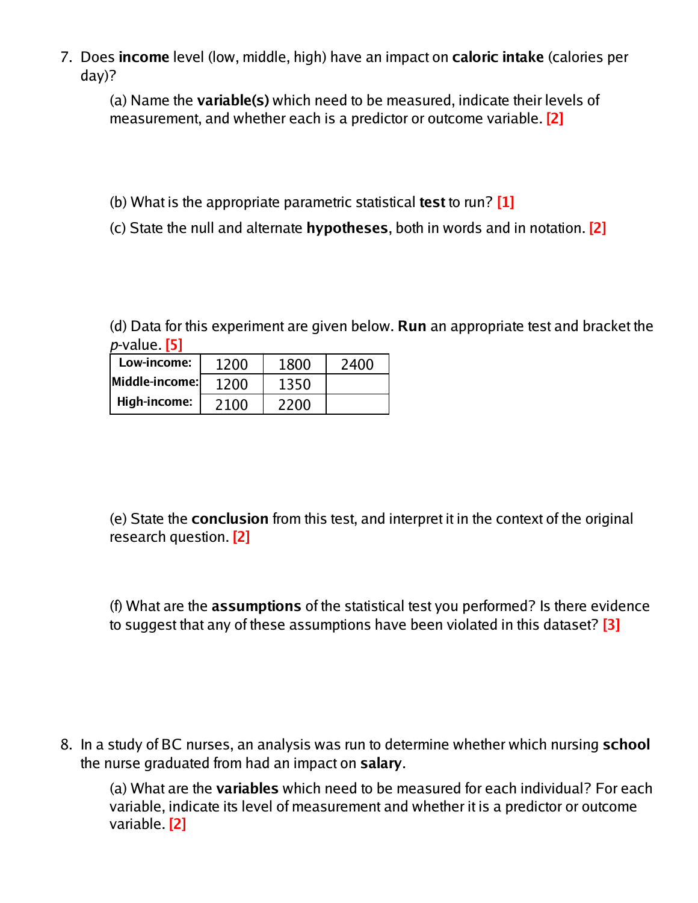7. Does **income** level (low, middle, high) have an impact on **caloric intake** (calories per day)?

   (a) Name the **variable(s)** which need to be measured, indicate their levels of measurement, and whether each is a predictor or outcome variable. [2]

   (b) What is the appropriate parametric statistical **test** to run? [1]

   (c) State the null and alternate **hypotheses**, both in words and in notation. [2]

   (d) Data for this experiment are given below. **Run** an appropriate test and bracket the *p*-value. [5]

| **Low-income:** | 1200 | 1800 | 2400 |
|---|---|---|---|
| **Middle-income:** | 1200 | 1350 | |
| **High-income:** | 2100 | 2200 | |

   (e) State the **conclusion** from this test, and interpret it in the context of the original research question. [2]

   (f) What are the **assumptions** of the statistical test you performed? Is there evidence to suggest that any of these assumptions have been violated in this dataset? [3]

8. In a study of BC nurses, an analysis was run to determine whether which nursing **school** the nurse graduated from had an impact on **salary**.

   (a) What are the **variables** which need to be measured for each individual? For each variable, indicate its level of measurement and whether it is a predictor or outcome variable. [2]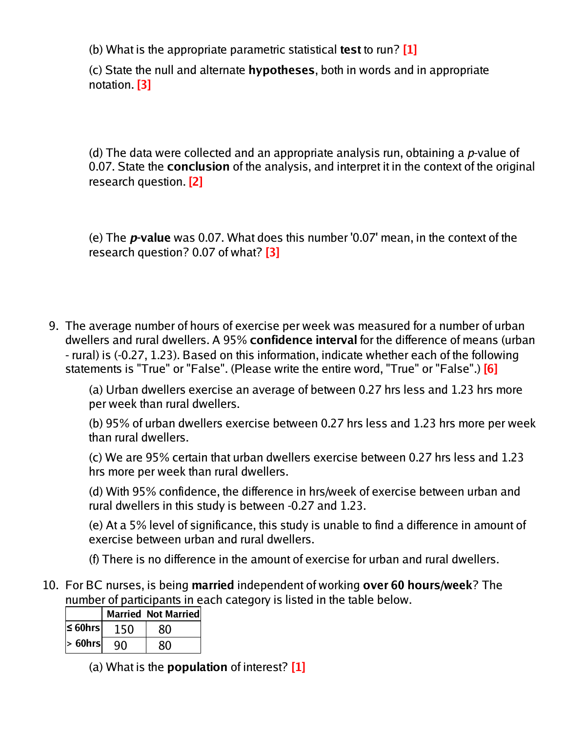(b) What is the appropriate parametric statistical **test** to run? **[1]**

(c) State the null and alternate **hypotheses**, both in words and in appropriate notation. **[3]**

(d) The data were collected and an appropriate analysis run, obtaining a *p*-value of 0.07. State the **conclusion** of the analysis, and interpret it in the context of the original research question. **[2]**

(e) The ***p*-value** was 0.07. What does this number '0.07' mean, in the context of the research question? 0.07 of what? **[3]**

9. The average number of hours of exercise per week was measured for a number of urban dwellers and rural dwellers. A 95% **confidence interval** for the difference of means (urban - rural) is (-0.27, 1.23). Based on this information, indicate whether each of the following statements is "True" or "False". (Please write the entire word, "True" or "False".) **[6]**

   (a) Urban dwellers exercise an average of between 0.27 hrs less and 1.23 hrs more per week than rural dwellers.

   (b) 95% of urban dwellers exercise between 0.27 hrs less and 1.23 hrs more per week than rural dwellers.

   (c) We are 95% certain that urban dwellers exercise between 0.27 hrs less and 1.23 hrs more per week than rural dwellers.

   (d) With 95% confidence, the difference in hrs/week of exercise between urban and rural dwellers in this study is between -0.27 and 1.23.

   (e) At a 5% level of significance, this study is unable to find a difference in amount of exercise between urban and rural dwellers.

   (f) There is no difference in the amount of exercise for urban and rural dwellers.

10. For BC nurses, is being **married** independent of working **over 60 hours/week**? The number of participants in each category is listed in the table below.

|  | Married | Not Married |
|---|---|---|
| ≤ 60hrs | 150 | 80 |
| > 60hrs | 90 | 80 |

   (a) What is the **population** of interest? **[1]**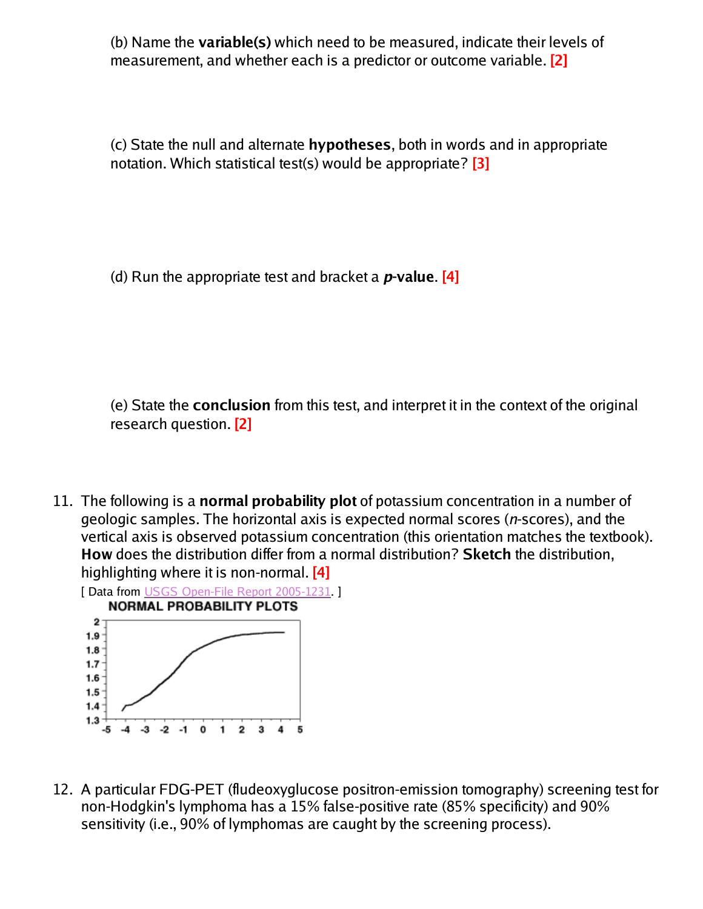(b) Name the **variable(s)** which need to be measured, indicate their levels of measurement, and whether each is a predictor or outcome variable. [2]

(c) State the null and alternate **hypotheses**, both in words and in appropriate notation. Which statistical test(s) would be appropriate? [3]

(d) Run the appropriate test and bracket a ***p*-value**. [4]

(e) State the **conclusion** from this test, and interpret it in the context of the original research question. [2]

11. The following is a **normal probability plot** of potassium concentration in a number of geologic samples. The horizontal axis is expected normal scores (*n*-scores), and the vertical axis is observed potassium concentration (this orientation matches the textbook). **How** does the distribution differ from a normal distribution? **Sketch** the distribution, highlighting where it is non-normal. [4]

   [ Data from USGS Open-File Report 2005-1231. ]

   NORMAL PROBABILITY PLOTS

12. A particular FDG-PET (fludeoxyglucose positron-emission tomography) screening test for non-Hodgkin's lymphoma has a 15% false-positive rate (85% specificity) and 90% sensitivity (i.e., 90% of lymphomas are caught by the screening process).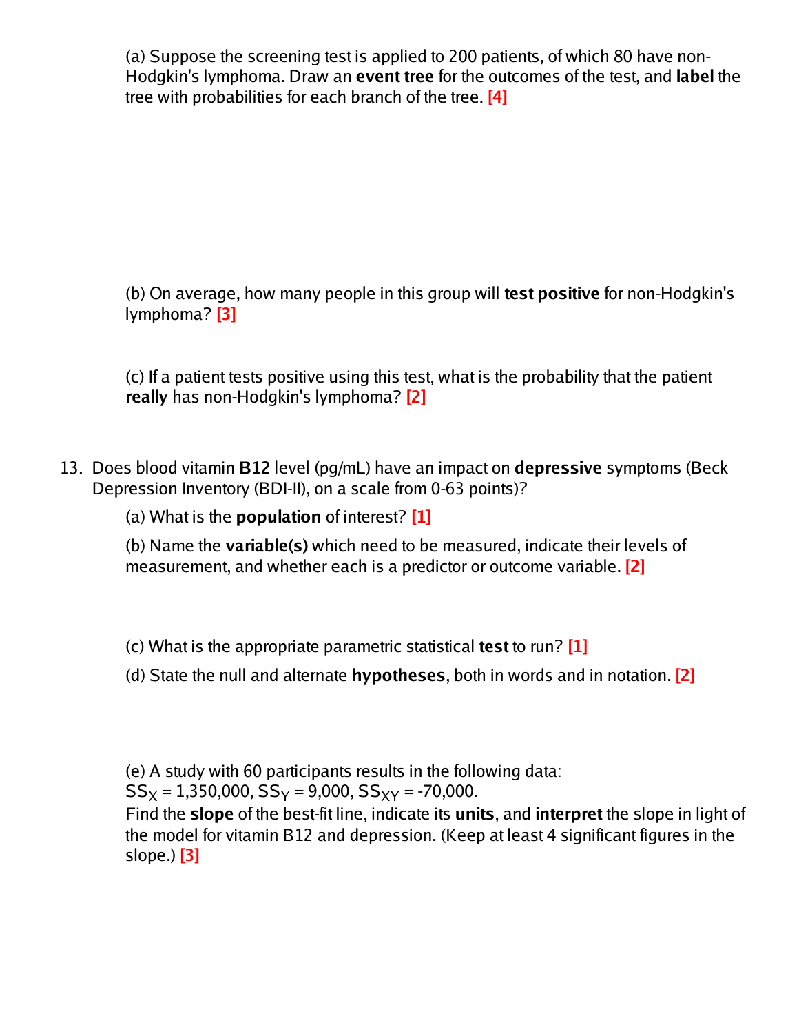(a) Suppose the screening test is applied to 200 patients, of which 80 have non-Hodgkin's lymphoma. Draw an **event tree** for the outcomes of the test, and **label** the tree with probabilities for each branch of the tree. [4]

(b) On average, how many people in this group will **test positive** for non-Hodgkin's lymphoma? [3]

(c) If a patient tests positive using this test, what is the probability that the patient **really** has non-Hodgkin's lymphoma? [2]

13. Does blood vitamin **B12** level (pg/mL) have an impact on **depressive** symptoms (Beck Depression Inventory (BDI-II), on a scale from 0-63 points)?

    (a) What is the **population** of interest? [1]

    (b) Name the **variable(s)** which need to be measured, indicate their levels of measurement, and whether each is a predictor or outcome variable. [2]

    (c) What is the appropriate parametric statistical **test** to run? [1]

    (d) State the null and alternate **hypotheses**, both in words and in notation. [2]

    (e) A study with 60 participants results in the following data:
    $SS_X$ = 1,350,000, $SS_Y$ = 9,000, $SS_{XY}$ = -70,000.
    Find the **slope** of the best-fit line, indicate its **units**, and **interpret** the slope in light of the model for vitamin B12 and depression. (Keep at least 4 significant figures in the slope.) [3]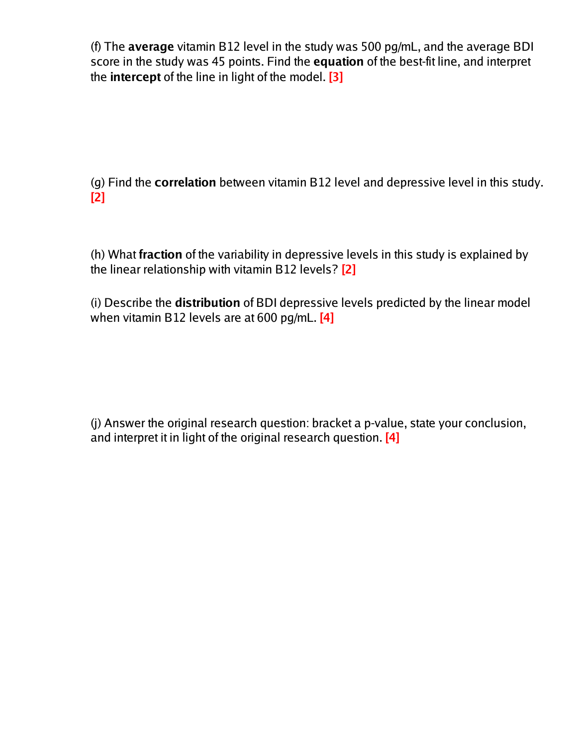(f) The **average** vitamin B12 level in the study was 500 pg/mL, and the average BDI score in the study was 45 points. Find the **equation** of the best-fit line, and interpret the **intercept** of the line in light of the model. **[3]**

(g) Find the **correlation** between vitamin B12 level and depressive level in this study. **[2]**

(h) What **fraction** of the variability in depressive levels in this study is explained by the linear relationship with vitamin B12 levels? **[2]**

(i) Describe the **distribution** of BDI depressive levels predicted by the linear model when vitamin B12 levels are at 600 pg/mL. **[4]**

(j) Answer the original research question: bracket a p-value, state your conclusion, and interpret it in light of the original research question. **[4]**